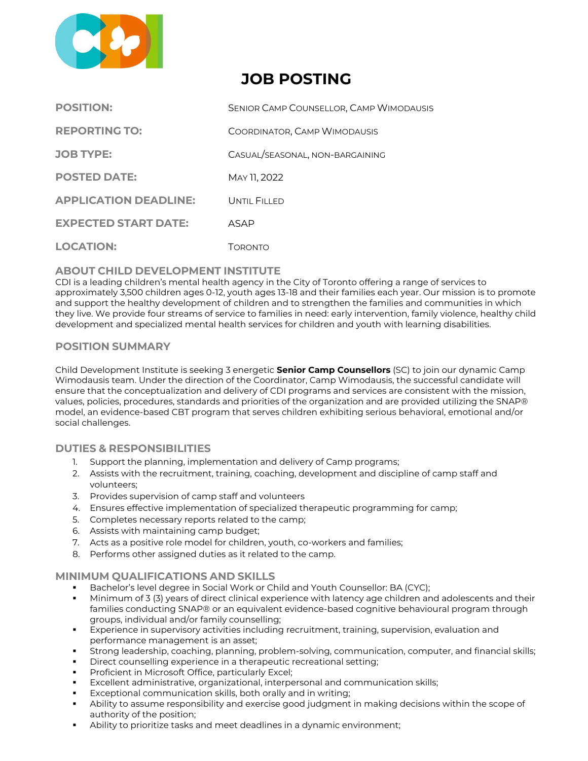# JOB POSTING

| | |
|---|---|
| **POSITION:** | Senior Camp Counsellor, Camp Wimodausis |
| **REPORTING TO:** | Coordinator, Camp Wimodausis |
| **JOB TYPE:** | Casual/seasonal, non-bargaining |
| **POSTED DATE:** | May 11, 2022 |
| **APPLICATION DEADLINE:** | Until Filled |
| **EXPECTED START DATE:** | ASAP |
| **LOCATION:** | Toronto |

## ABOUT CHILD DEVELOPMENT INSTITUTE

CDI is a leading children's mental health agency in the City of Toronto offering a range of services to approximately 3,500 children ages 0-12, youth ages 13-18 and their families each year. Our mission is to promote and support the healthy development of children and to strengthen the families and communities in which they live. We provide four streams of service to families in need: early intervention, family violence, healthy child development and specialized mental health services for children and youth with learning disabilities.

## POSITION SUMMARY

Child Development Institute is seeking 3 energetic **Senior Camp Counsellors** (SC) to join our dynamic Camp Wimodausis team. Under the direction of the Coordinator, Camp Wimodausis, the successful candidate will ensure that the conceptualization and delivery of CDI programs and services are consistent with the mission, values, policies, procedures, standards and priorities of the organization and are provided utilizing the SNAP® model, an evidence-based CBT program that serves children exhibiting serious behavioral, emotional and/or social challenges.

## DUTIES & RESPONSIBILITIES

1. Support the planning, implementation and delivery of Camp programs;
2. Assists with the recruitment, training, coaching, development and discipline of camp staff and volunteers;
3. Provides supervision of camp staff and volunteers
4. Ensures effective implementation of specialized therapeutic programming for camp;
5. Completes necessary reports related to the camp;
6. Assists with maintaining camp budget;
7. Acts as a positive role model for children, youth, co-workers and families;
8. Performs other assigned duties as it related to the camp.

## MINIMUM QUALIFICATIONS AND SKILLS

- Bachelor's level degree in Social Work or Child and Youth Counsellor: BA (CYC);
- Minimum of 3 (3) years of direct clinical experience with latency age children and adolescents and their families conducting SNAP® or an equivalent evidence-based cognitive behavioural program through groups, individual and/or family counselling;
- Experience in supervisory activities including recruitment, training, supervision, evaluation and performance management is an asset;
- Strong leadership, coaching, planning, problem-solving, communication, computer, and financial skills;
- Direct counselling experience in a therapeutic recreational setting;
- Proficient in Microsoft Office, particularly Excel;
- Excellent administrative, organizational, interpersonal and communication skills;
- Exceptional communication skills, both orally and in writing;
- Ability to assume responsibility and exercise good judgment in making decisions within the scope of authority of the position;
- Ability to prioritize tasks and meet deadlines in a dynamic environment;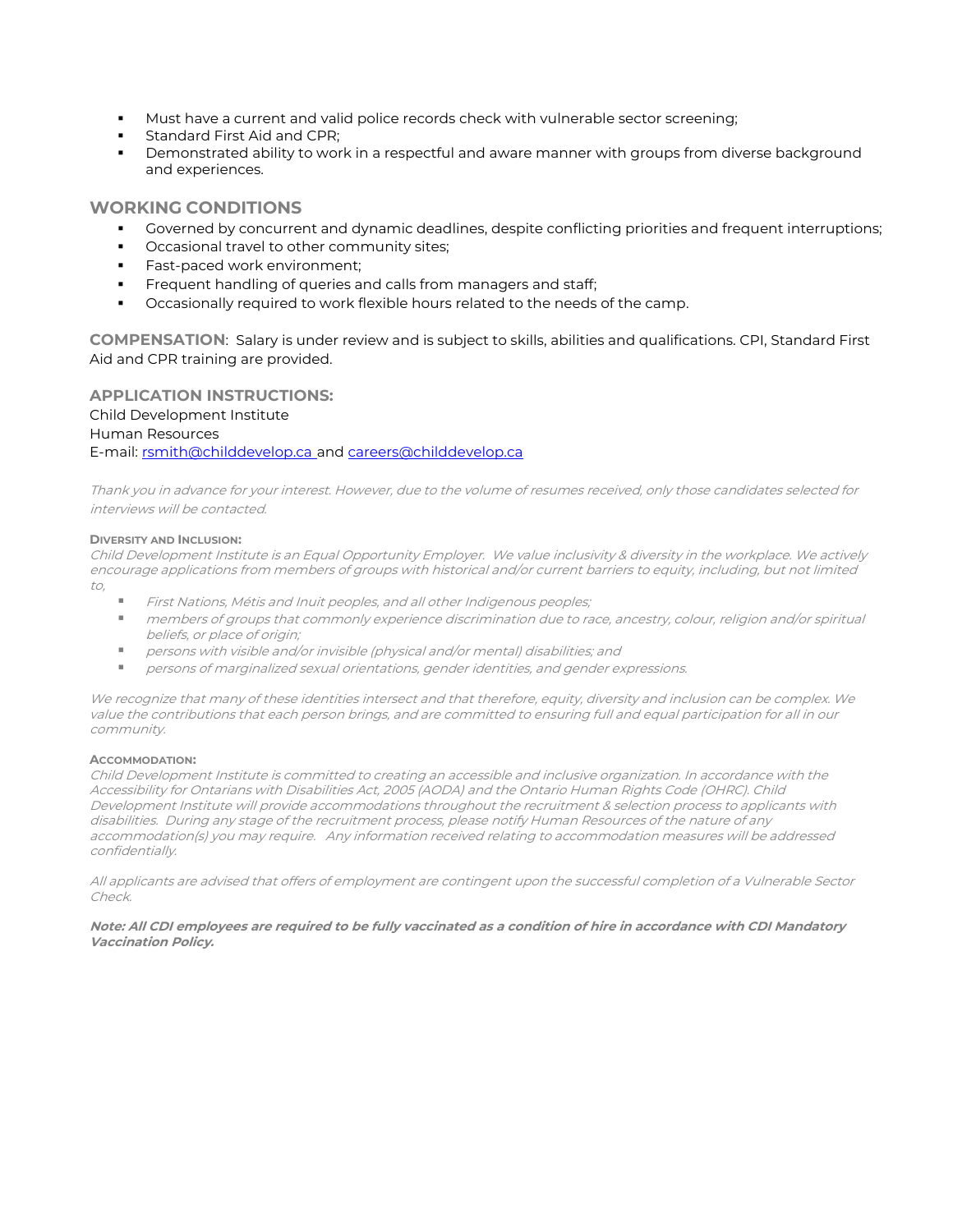- Must have a current and valid police records check with vulnerable sector screening;
- Standard First Aid and CPR;
- Demonstrated ability to work in a respectful and aware manner with groups from diverse background and experiences.

## WORKING CONDITIONS

- Governed by concurrent and dynamic deadlines, despite conflicting priorities and frequent interruptions;
- Occasional travel to other community sites;
- Fast-paced work environment;
- Frequent handling of queries and calls from managers and staff;
- Occasionally required to work flexible hours related to the needs of the camp.

**COMPENSATION**: Salary is under review and is subject to skills, abilities and qualifications. CPI, Standard First Aid and CPR training are provided.

## APPLICATION INSTRUCTIONS:

Child Development Institute
Human Resources
E-mail: rsmith@childdevelop.ca and careers@childdevelop.ca

*Thank you in advance for your interest. However, due to the volume of resumes received, only those candidates selected for interviews will be contacted.*

**DIVERSITY AND INCLUSION:**

*Child Development Institute is an Equal Opportunity Employer. We value inclusivity & diversity in the workplace. We actively encourage applications from members of groups with historical and/or current barriers to equity, including, but not limited to,*

- *First Nations, Métis and Inuit peoples, and all other Indigenous peoples;*
- *members of groups that commonly experience discrimination due to race, ancestry, colour, religion and/or spiritual beliefs, or place of origin;*
- *persons with visible and/or invisible (physical and/or mental) disabilities; and*
- *persons of marginalized sexual orientations, gender identities, and gender expressions.*

*We recognize that many of these identities intersect and that therefore, equity, diversity and inclusion can be complex. We value the contributions that each person brings, and are committed to ensuring full and equal participation for all in our community.*

**ACCOMMODATION:**

*Child Development Institute is committed to creating an accessible and inclusive organization. In accordance with the Accessibility for Ontarians with Disabilities Act, 2005 (AODA) and the Ontario Human Rights Code (OHRC). Child Development Institute will provide accommodations throughout the recruitment & selection process to applicants with disabilities. During any stage of the recruitment process, please notify Human Resources of the nature of any accommodation(s) you may require. Any information received relating to accommodation measures will be addressed confidentially.*

*All applicants are advised that offers of employment are contingent upon the successful completion of a Vulnerable Sector Check.*

***Note: All CDI employees are required to be fully vaccinated as a condition of hire in accordance with CDI Mandatory Vaccination Policy.***